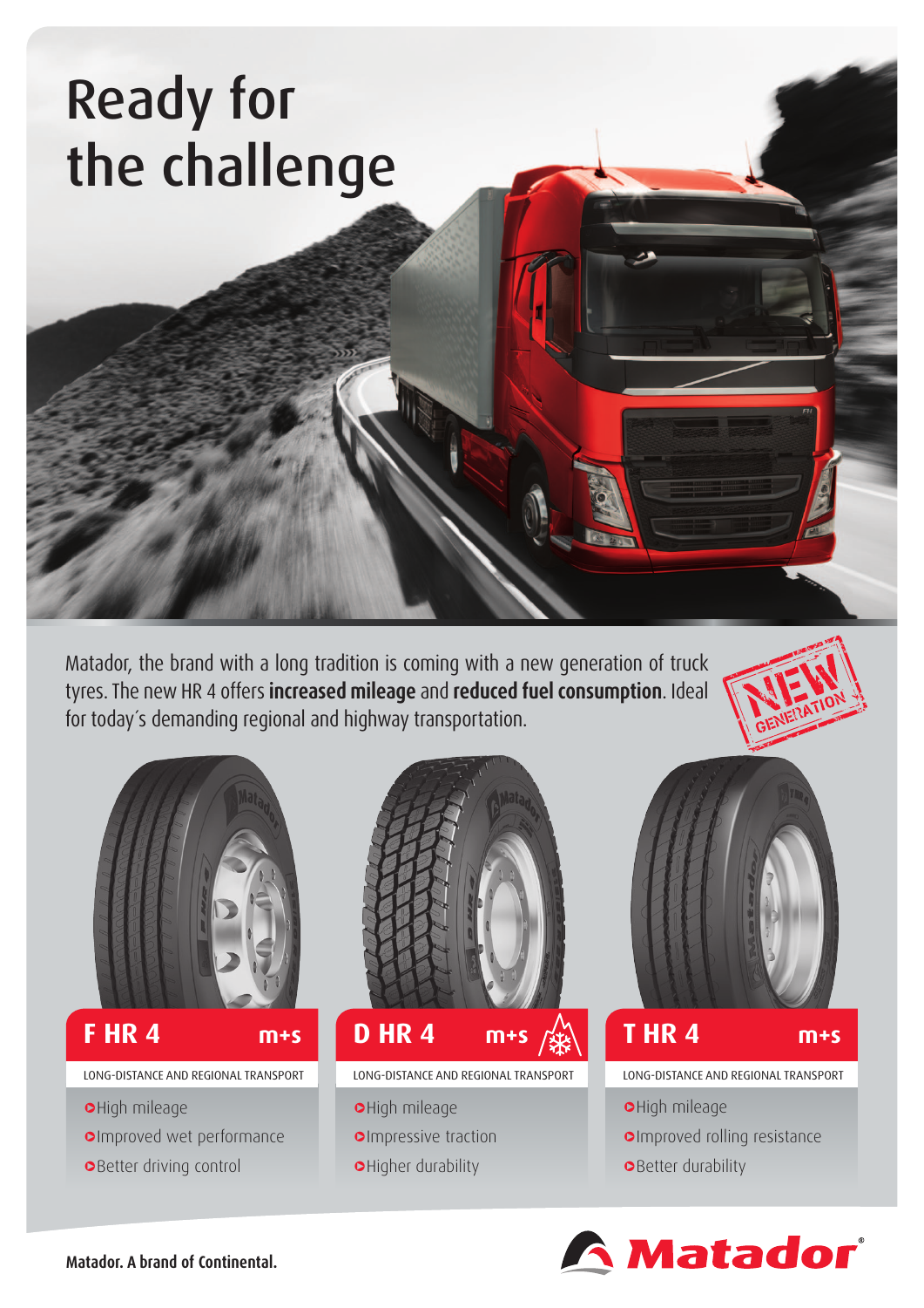# Ready for the challenge

Matador, the brand with a long tradition is coming with a new generation of truck tyres. The new HR 4 offers **increased mileage** and **reduced fuel consumption**. Ideal for today´s demanding regional and highway transportation.

NEW GENERATION

## F HR 4 m+s

LONG-DISTANCE AND REGIONAL TRANSPORT

- High mileage
- Improved wet performance
- Better driving control

## D HR 4 m+s

LONG-DISTANCE AND REGIONAL TRANSPORT

- High mileage
- Impressive traction
- Higher durability

## T HR 4 m+s

LONG-DISTANCE AND REGIONAL TRANSPORT

- High mileage
- Improved rolling resistance
- Better durability

**Matador. A brand of Continental.**

Matador®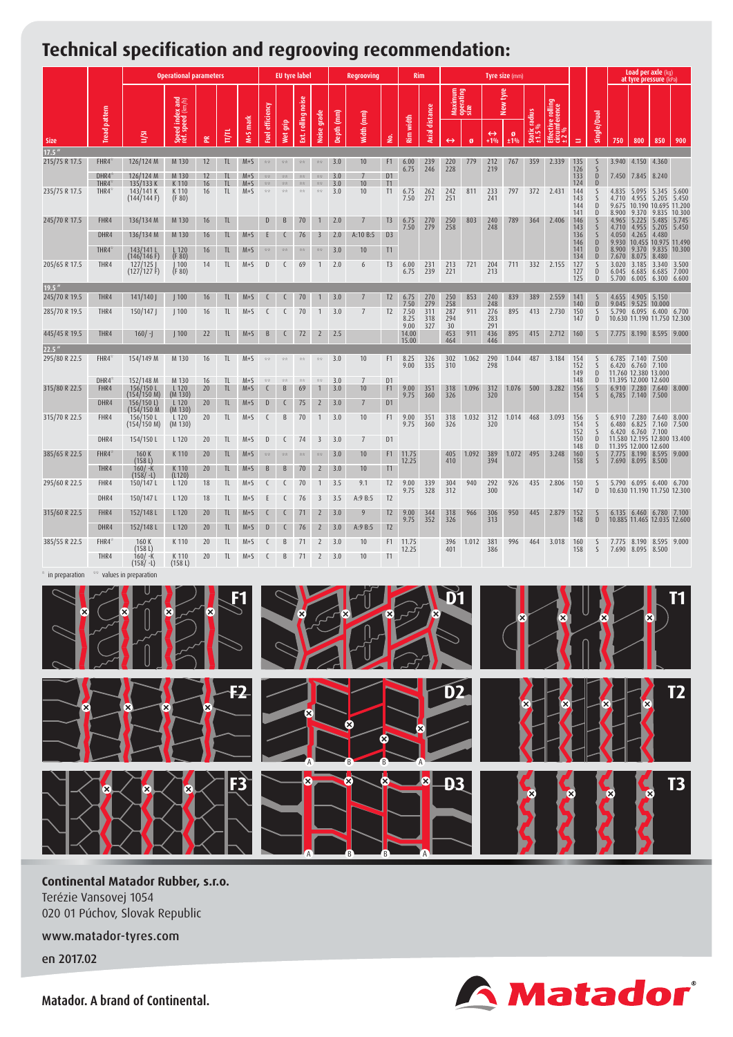# Technical specification and regrooving recommendation:

| Size | Tread pattern | Operational parameters | | | | | EU tyre label | | | | Regrooving | | | Rim | | Tyre size (mm) | | | | | | LI | Single/Dual | Load per axle (kg) at tyre pressure (kPa) | | | |
|---|---|---|---|---|---|---|---|---|---|---|---|---|---|---|---|---|---|---|---|---|---|---|---|---|---|---|---|
| | | LI/SI | Speed index and ref. speed (km/h) | PR | T/TL | M+S mark | Fuel efficiency | Wet grip | Ext. rolling noise | Noise grade | Depth (mm) | Width (mm) | No. | Rim width | Axial distance | Maximum operating size ↔ | Maximum operating size ø | New tyre ↔ +1% | New tyre ø ±1% | Static radius ±1.5 % | Effective rolling circumference ±2 % | | | 750 | 800 | 850 | 900 |
| **17.5"** | | | | | | | | | | | | | | | | | | | | | | | | | | | |
| 215/75 R 17.5 | FHR4* | 126/124 M | M 130 | 12 | TL | M+S | ** | ** | ** | ** | 3.0 | 10 | F1 | 6.00<br>6.75 | 239<br>246 | 220<br>228 | 779 | 212<br>219 | 767 | 359 | 2.339 | 135<br>126 | S<br>S | 3.940 | 4.150 | 4.360 | |
| | DHR4* | 126/124 M | M 130 | 12 | TL | M+S | ** | ** | ** | ** | 3.0 | 7 | D1 | | | | | | | | | 133<br>124 | D<br>D | 7.450 | 7.845 | 8.240 | |
| | THR4* | 135/133 K | K 110 | 16 | TL | M+S | ** | ** | ** | ** | 3.0 | 10 | T1 | | | | | | | | | | | | | | |
| 235/75 R 17.5 | THR4* | 143/141 K<br>(144/144 F) | K 110<br>(F 80) | 16 | TL | M+S | ** | ** | ** | ** | 3.0 | 10 | T1 | 6.75<br>7.50 | 262<br>271 | 242<br>251 | 811 | 233<br>241 | 797 | 372 | 2.431 | 144<br>143<br>144<br>141 | S<br>S<br>D<br>D | 4.835<br>4.710<br>9.675<br>8.900 | 5.095<br>4.955<br>10.190<br>9.370 | 5.345<br>5.205<br>10.695<br>9.835 | 5.600<br>5.450<br>11.200<br>10.300 |
| 245/70 R 17.5 | FHR4 | 136/134 M | M 130 | 16 | TL | | D | B | 70 | 1 | 2.0 | 7 | T3 | 6.75<br>7.50 | 270<br>279 | 250<br>258 | 803 | 240<br>248 | 789 | 364 | 2.406 | 146<br>143<br>136<br>146<br>141<br>134 | S<br>S<br>S<br>D<br>D<br>D | 4.965<br>4.710<br>4.050<br>9.930<br>8.900<br>7.670 | 5.225<br>4.955<br>4.265<br>10.455<br>9.370<br>8.075 | 5.485<br>5.205<br>4.480<br>10.975<br>9.835<br>8.480 | 5.745<br>5.450<br><br>11.490<br>10.300 |
| | DHR4 | 136/134 M | M 130 | 16 | TL | M+S | E | C | 76 | 3 | 2.0 | A:10 B:5 | D3 | | | | | | | | | | | | | | |
| | THR4* | 143/141 L<br>(146/146 F) | L 120<br>(F 80) | 16 | TL | M+S | ** | ** | ** | ** | 3.0 | 10 | T1 | | | | | | | | | | | | | | |
| 205/65 R 17.5 | THR4 | 127/125 J<br>(127/127 F) | J 100<br>(F 80) | 14 | TL | M+S | D | C | 69 | 1 | 2.0 | 6 | T3 | 6.00<br>6.75 | 231<br>239 | 213<br>221 | 721 | 204<br>213 | 711 | 332 | 2.155 | 127<br>127<br>125 | S<br>D<br>D | 3.020<br>6.045<br>5.700 | 3.185<br>6.685<br>6.005 | 3.340<br>6.685<br>6.300 | 3.500<br>7.000<br>6.600 |
| **19.5"** | | | | | | | | | | | | | | | | | | | | | | | | | | | |
| 245/70 R 19.5 | THR4 | 141/140 J | J 100 | 16 | TL | M+S | C | C | 70 | 1 | 3.0 | 7 | T2 | 6.75<br>7.50 | 270<br>279 | 250<br>258 | 853 | 240<br>248 | 839 | 389 | 2.559 | 141<br>140 | S<br>D | 4.655<br>9.045 | 4.905<br>9.525 | 5.150<br>10.000 | |
| 285/70 R 19.5 | THR4 | 150/147 J | J 100 | 16 | TL | M+S | C | C | 70 | 1 | 3.0 | 7 | T2 | 7.50<br>8.25<br>9.00 | 311<br>318<br>327 | 287<br>294<br>30 | 911 | 276<br>283<br>291 | 895 | 413 | 2.730 | 150<br>147 | S<br>D | 5.790<br>10.630 | 6.095<br>11.190 | 6.400<br>11.750 | 6.700<br>12.300 |
| 445/45 R 19.5 | THR4 | 160/ -J | J 100 | 22 | TL | M+S | B | C | 72 | 2 | 2.5 | | | 14.00<br>15.00 | | 453<br>464 | 911 | 436<br>446 | 895 | 415 | 2.712 | 160 | S | 7.775 | 8.190 | 8.595 | 9.000 |
| **22.5"** | | | | | | | | | | | | | | | | | | | | | | | | | | | |
| 295/80 R 22.5 | FHR4* | 154/149 M | M 130 | 16 | TL | M+S | ** | ** | ** | ** | 3.0 | 10 | F1 | 8.25<br>9.00 | 326<br>335 | 302<br>310 | 1.062 | 290<br>298 | 1.044 | 487 | 3.184 | 154<br>152<br>149<br>148 | S<br>S<br>D<br>D | 6.785<br>6.420<br>11.760<br>11.395 | 7.140<br>6.760<br>12.380<br>12.000 | 7.500<br>7.100<br>13.000<br>12.600 | |
| | DHR4* | 152/148 M | M 130 | 16 | TL | M+S | ** | ** | ** | ** | 3.0 | 7 | D1 | | | | | | | | | | | | | | |
| 315/80 R 22.5 | FHR4 | 156/150 L<br>(154/150 M) | L 120<br>(M 130) | 20 | TL | M+S | C | B | 69 | 1 | 3.0 | 10 | F1 | 9.00<br>9.75 | 351<br>360 | 318<br>326 | 1.096 | 312<br>320 | 1.076 | 500 | 3.282 | 156<br>154 | S<br>S | 6.910<br>6.785 | 7.280<br>7.140 | 7.640<br>7.500 | 8.000 |
| | DHR4 | 156/150 L<br>(154/150 M) | L 120<br>(M 130) | 20 | TL | M+S | D | C | 75 | 2 | 3.0 | 7 | D1 | | | | | | | | | | | | | | |
| 315/70 R 22.5 | FHR4 | 156/150 L<br>(154/150 M) | L 120<br>(M 130) | 20 | TL | M+S | C | B | 70 | 1 | 3.0 | 10 | F1 | 9.00<br>9.75 | 351<br>360 | 318<br>326 | 1.032 | 312<br>320 | 1.014 | 468 | 3.093 | 156<br>154<br>152<br>150<br>148 | S<br>S<br>S<br>D<br>D | 6.910<br>6.480<br>6.420<br>11.580<br>11.395 | 7.280<br>6.825<br>6.760<br>12.195<br>12.000 | 7.640<br>7.160<br>7.100<br>12.800<br>12.600 | 8.000<br>7.500<br><br>13.400 |
| | DHR4 | 154/150 L | L 120 | 20 | TL | M+S | D | C | 74 | 3 | 3.0 | 7 | D1 | | | | | | | | | | | | | | |
| 385/65 R 22.5 | FHR4* | 160 K<br>(158 L) | K 110 | 20 | TL | M+S | ** | ** | ** | ** | 3.0 | 10 | F1 | 11.75<br>12.25 | | 405<br>410 | 1.092 | 389<br>394 | 1.072 | 495 | 3.248 | 160<br>158 | S<br>S | 7.775<br>7.690 | 8.190<br>8.095 | 8.595<br>8.500 | 9.000 |
| | THR4 | 160/ -K<br>(158/ -L) | K 110<br>(L120) | 20 | TL | M+S | B | B | 70 | 2 | 3.0 | 10 | T1 | | | | | | | | | | | | | | |
| 295/60 R 22.5 | FHR4 | 150/147 L | L 120 | 18 | TL | M+S | C | C | 70 | 1 | 3.5 | 9.1 | T2 | 9.00<br>9.75 | 339<br>328 | 304<br>312 | 940 | 292<br>300 | 926 | 435 | 2.806 | 150<br>147 | S<br>D | 5.790<br>10.630 | 6.095<br>11.190 | 6.400<br>11.750 | 6.700<br>12.300 |
| | DHR4 | 150/147 L | L 120 | 18 | TL | M+S | E | C | 76 | 3 | 3.5 | A:9 B:5 | T2 | | | | | | | | | | | | | | |
| 315/60 R 22.5 | FHR4 | 152/148 L | L 120 | 20 | TL | M+S | C | C | 71 | 2 | 3.0 | 9 | T2 | 9.00<br>9.75 | 344<br>352 | 318<br>326 | 966 | 306<br>313 | 950 | 445 | 2.879 | 152<br>148 | S<br>D | 6.135<br>10.885 | 6.460<br>11.465 | 6.780<br>12.035 | 7.100<br>12.600 |
| | DHR4 | 152/148 L | L 120 | 20 | TL | M+S | D | C | 76 | 2 | 3.0 | A:9 B:5 | T2 | | | | | | | | | | | | | | |
| 385/55 R 22.5 | FHR4* | 160 K<br>(158 L) | K 110 | 20 | TL | M+S | C | B | 71 | 2 | 3.0 | 10 | F1 | 11.75<br>12.25 | | 396<br>401 | 1.012 | 381<br>386 | 996 | 464 | 3.018 | 160<br>158 | S<br>S | 7.775<br>7.690 | 8.190<br>8.095 | 8.595<br>8.500 | 9.000 |
| | THR4 | 160/ -K<br>(158/ -L) | K 110<br>(158 L) | 20 | TL | M+S | C | B | 71 | 2 | 3.0 | 10 | T1 | | | | | | | | | | | | | | |

\* in preparation  ** values in preparation

F1 D1 T1

F2 D2 T2

F3 D3 T3

**Continental Matador Rubber, s.r.o.**
Terézie Vansovej 1054
020 01 Púchov, Slovak Republic

www.matador-tyres.com

en 2017.02

**Matador. A brand of Continental.**

Matador